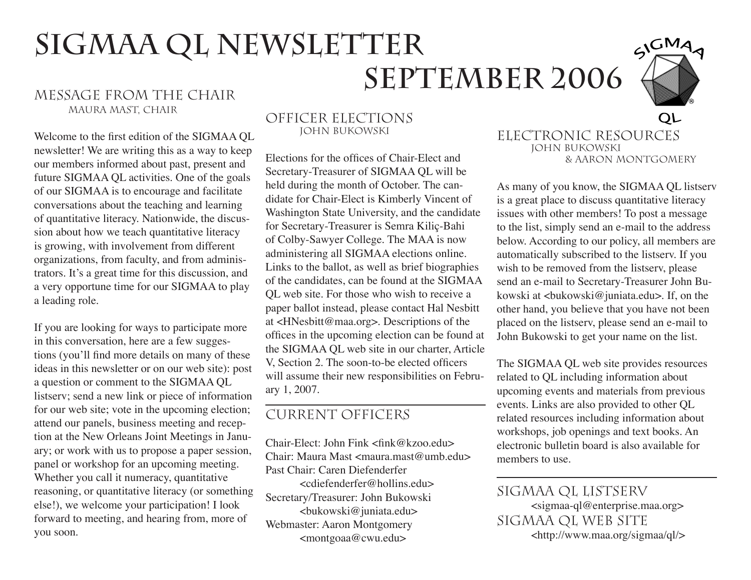# SIGMAA QL Newsletter September 2006

## Message from the Chair

Maura Mast, Chair

Welcome to the first edition of the SIGMAA QL newsletter! We are writing this as a way to keep our members informed about past, present and future SIGMAA QL activities. One of the goals of our SIGMAA is to encourage and facilitate conversations about the teaching and learning of quantitative literacy. Nationwide, the discussion about how we teach quantitative literacy is growing, with involvement from different organizations, from faculty, and from administrators. It's a great time for this discussion, and a very opportune time for our SIGMAA to play a leading role.

If you are looking for ways to participate more in this conversation, here are a few suggestions (you'll find more details on many of these ideas in this newsletter or on our web site): post a question or comment to the SIGMAA QL listserv; send a new link or piece of information for our web site; vote in the upcoming election; attend our panels, business meeting and reception at the New Orleans Joint Meetings in January; or work with us to propose a paper session, panel or workshop for an upcoming meeting. Whether you call it numeracy, quantitative reasoning, or quantitative literacy (or something else!), we welcome your participation! I look forward to meeting, and hearing from, more of you soon.

## Officer Elections

John Bukowski

Elections for the offices of Chair-Elect and Secretary-Treasurer of SIGMAA QL will be held during the month of October. The candidate for Chair-Elect is Kimberly Vincent of Washington State University, and the candidate for Secretary-Treasurer is Semra Kiliç-Bahi of Colby-Sawyer College. The MAA is now administering all SIGMAA elections online. Links to the ballot, as well as brief biographies of the candidates, can be found at the SIGMAA QL web site. For those who wish to receive a paper ballot instead, please contact Hal Nesbitt at <HNesbitt@maa.org>. Descriptions of the offices in the upcoming election can be found at the SIGMAA QL web site in our charter, Article V, Section 2. The soon-to-be elected officers will assume their new responsibilities on February 1, 2007.

## Current Officers

Chair-Elect: John Fink <fink@kzoo.edu>
Chair: Maura Mast <maura.mast@umb.edu>
Past Chair: Caren Diefenderfer <cdiefenderfer@hollins.edu>
Secretary/Treasurer: John Bukowski <bukowski@juniata.edu>
Webmaster: Aaron Montgomery <montgoaa@cwu.edu>

## Electronic Resources

John Bukowski & Aaron Montgomery

As many of you know, the SIGMAA QL listserv is a great place to discuss quantitative literacy issues with other members! To post a message to the list, simply send an e-mail to the address below. According to our policy, all members are automatically subscribed to the listserv. If you wish to be removed from the listserv, please send an e-mail to Secretary-Treasurer John Bukowski at <bukowski@juniata.edu>. If, on the other hand, you believe that you have not been placed on the listserv, please send an e-mail to John Bukowski to get your name on the list.

The SIGMAA QL web site provides resources related to QL including information about upcoming events and materials from previous events. Links are also provided to other QL related resources including information about workshops, job openings and text books. An electronic bulletin board is also available for members to use.

## SIGMAA QL Listserv

<sigmaa-ql@enterprise.maa.org>

## SIGMAA QL Web Site

<http://www.maa.org/sigmaa/ql/>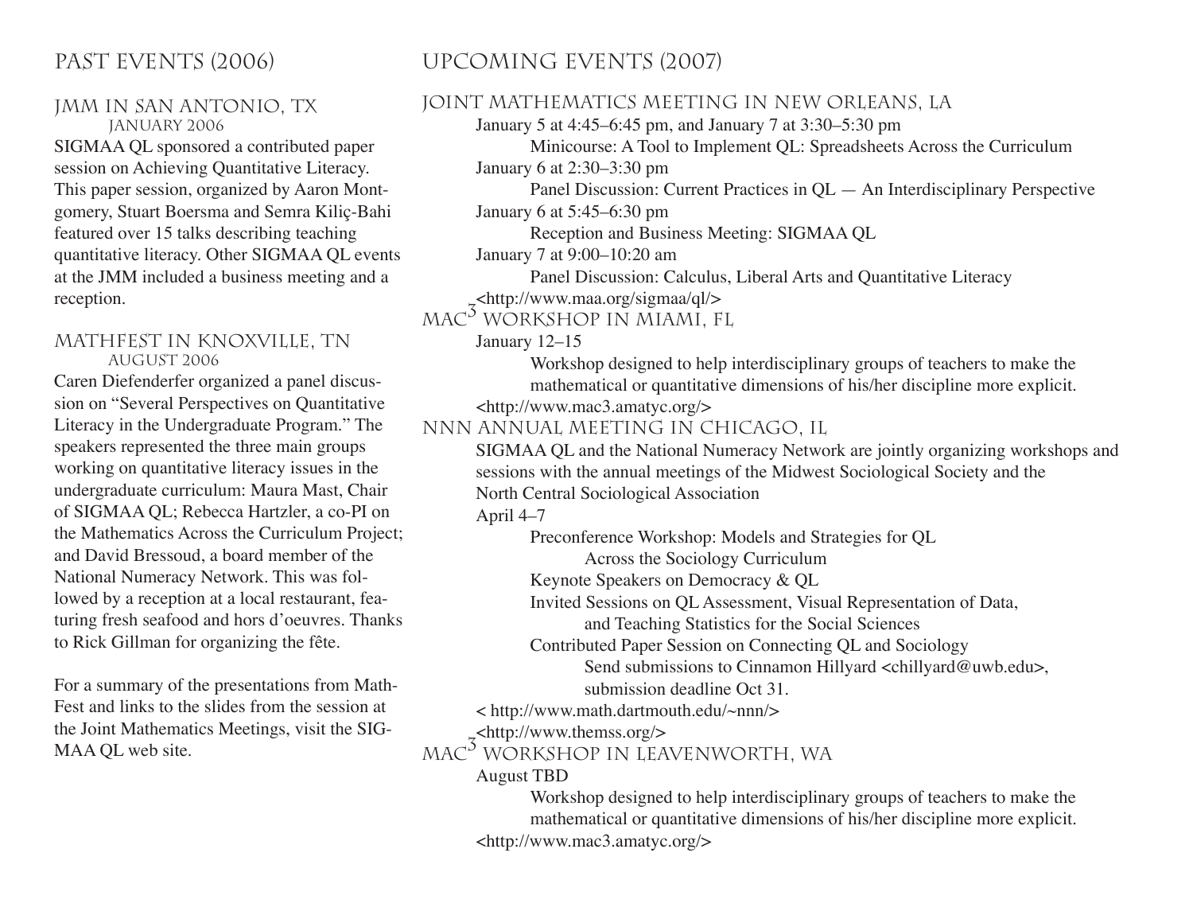## Past Events (2006)

### JMM in San Antonio, TX

January 2006

SIGMAA QL sponsored a contributed paper session on Achieving Quantitative Literacy. This paper session, organized by Aaron Montgomery, Stuart Boersma and Semra Kiliç-Bahi featured over 15 talks describing teaching quantitative literacy. Other SIGMAA QL events at the JMM included a business meeting and a reception.

### MathFest in Knoxville, TN

August 2006

Caren Diefenderfer organized a panel discussion on "Several Perspectives on Quantitative Literacy in the Undergraduate Program." The speakers represented the three main groups working on quantitative literacy issues in the undergraduate curriculum: Maura Mast, Chair of SIGMAA QL; Rebecca Hartzler, a co-PI on the Mathematics Across the Curriculum Project; and David Bressoud, a board member of the National Numeracy Network. This was followed by a reception at a local restaurant, featuring fresh seafood and hors d'oeuvres. Thanks to Rick Gillman for organizing the fête.

For a summary of the presentations from MathFest and links to the slides from the session at the Joint Mathematics Meetings, visit the SIGMAA QL web site.

## Upcoming Events (2007)

### Joint Mathematics Meeting in New Orleans, LA

January 5 at 4:45–6:45 pm, and January 7 at 3:30–5:30 pm

Minicourse: A Tool to Implement QL: Spreadsheets Across the Curriculum

January 6 at 2:30–3:30 pm

Panel Discussion: Current Practices in QL — An Interdisciplinary Perspective

January 6 at 5:45–6:30 pm

Reception and Business Meeting: SIGMAA QL

January 7 at 9:00–10:20 am

Panel Discussion: Calculus, Liberal Arts and Quantitative Literacy

<http://www.maa.org/sigmaa/ql/>

### MAC$^3$ Workshop in Miami, FL

January 12–15

Workshop designed to help interdisciplinary groups of teachers to make the mathematical or quantitative dimensions of his/her discipline more explicit.

<http://www.mac3.amatyc.org/>

### NNN Annual Meeting in Chicago, IL

SIGMAA QL and the National Numeracy Network are jointly organizing workshops and sessions with the annual meetings of the Midwest Sociological Society and the North Central Sociological Association

April 4–7

- Preconference Workshop: Models and Strategies for QL Across the Sociology Curriculum
- Keynote Speakers on Democracy & QL
- Invited Sessions on QL Assessment, Visual Representation of Data, and Teaching Statistics for the Social Sciences
- Contributed Paper Session on Connecting QL and Sociology
  - Send submissions to Cinnamon Hillyard <chillyard@uwb.edu>, submission deadline Oct 31.

< http://www.math.dartmouth.edu/~nnn/>

<http://www.themss.org/>

### MAC$^3$ Workshop in Leavenworth, WA

August TBD

Workshop designed to help interdisciplinary groups of teachers to make the mathematical or quantitative dimensions of his/her discipline more explicit.

<http://www.mac3.amatyc.org/>